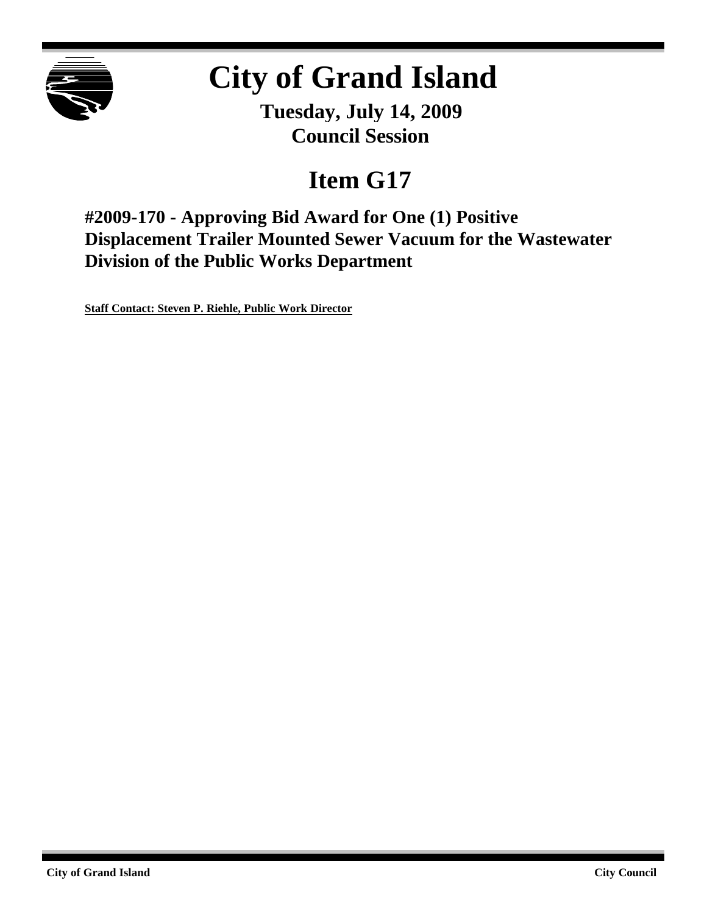# City of Grand Island

**Tuesday, July 14, 2009**
**Council Session**

## Item G17

### #2009-170 - Approving Bid Award for One (1) Positive Displacement Trailer Mounted Sewer Vacuum for the Wastewater Division of the Public Works Department

**Staff Contact: Steven P. Riehle, Public Work Director**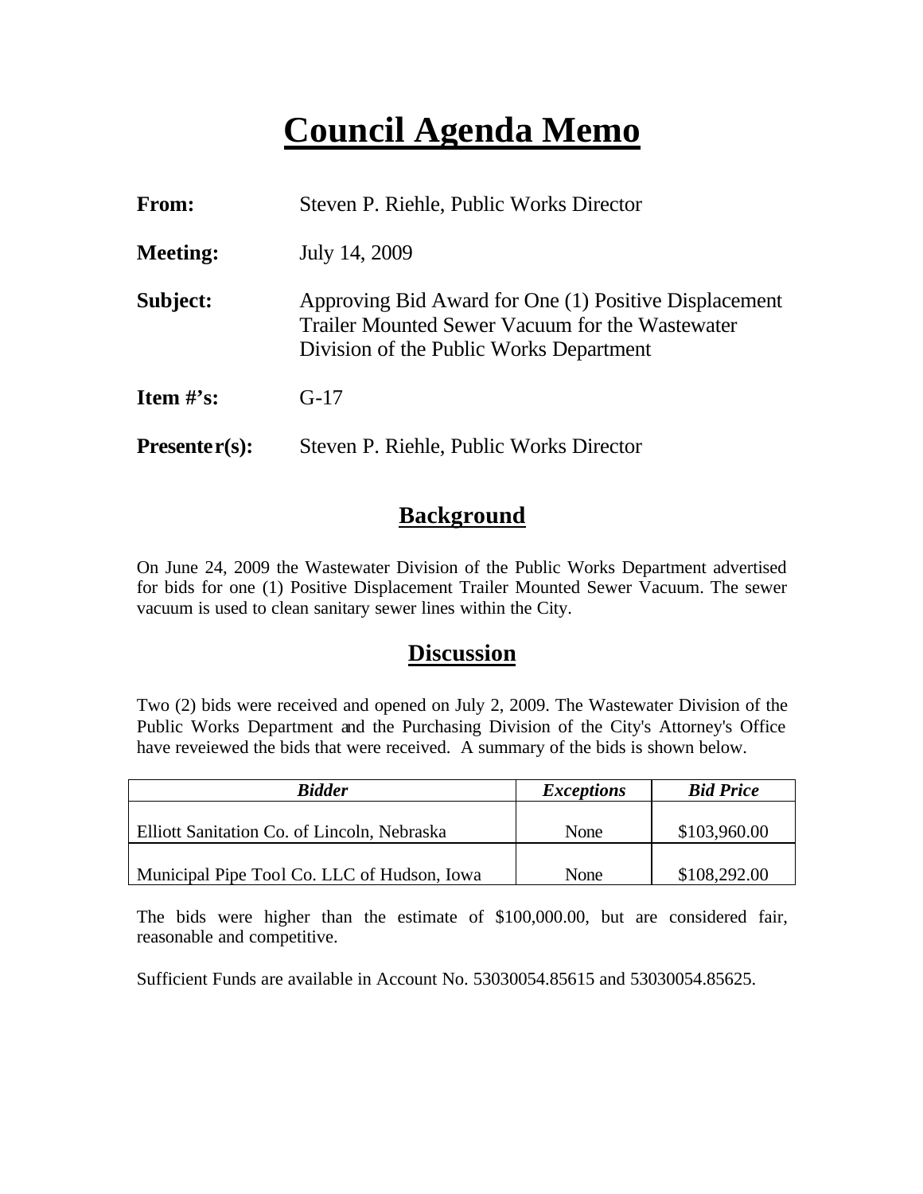# Council Agenda Memo

**From:** Steven P. Riehle, Public Works Director

**Meeting:** July 14, 2009

**Subject:** Approving Bid Award for One (1) Positive Displacement Trailer Mounted Sewer Vacuum for the Wastewater Division of the Public Works Department

**Item #'s:** G-17

**Presenter(s):** Steven P. Riehle, Public Works Director

## Background

On June 24, 2009 the Wastewater Division of the Public Works Department advertised for bids for one (1) Positive Displacement Trailer Mounted Sewer Vacuum. The sewer vacuum is used to clean sanitary sewer lines within the City.

## Discussion

Two (2) bids were received and opened on July 2, 2009. The Wastewater Division of the Public Works Department and the Purchasing Division of the City's Attorney's Office have reveiewed the bids that were received. A summary of the bids is shown below.

| *Bidder* | *Exceptions* | *Bid Price* |
|---|---|---|
| Elliott Sanitation Co. of Lincoln, Nebraska | None | \$103,960.00 |
| Municipal Pipe Tool Co. LLC of Hudson, Iowa | None | \$108,292.00 |

The bids were higher than the estimate of \$100,000.00, but are considered fair, reasonable and competitive.

Sufficient Funds are available in Account No. 53030054.85615 and 53030054.85625.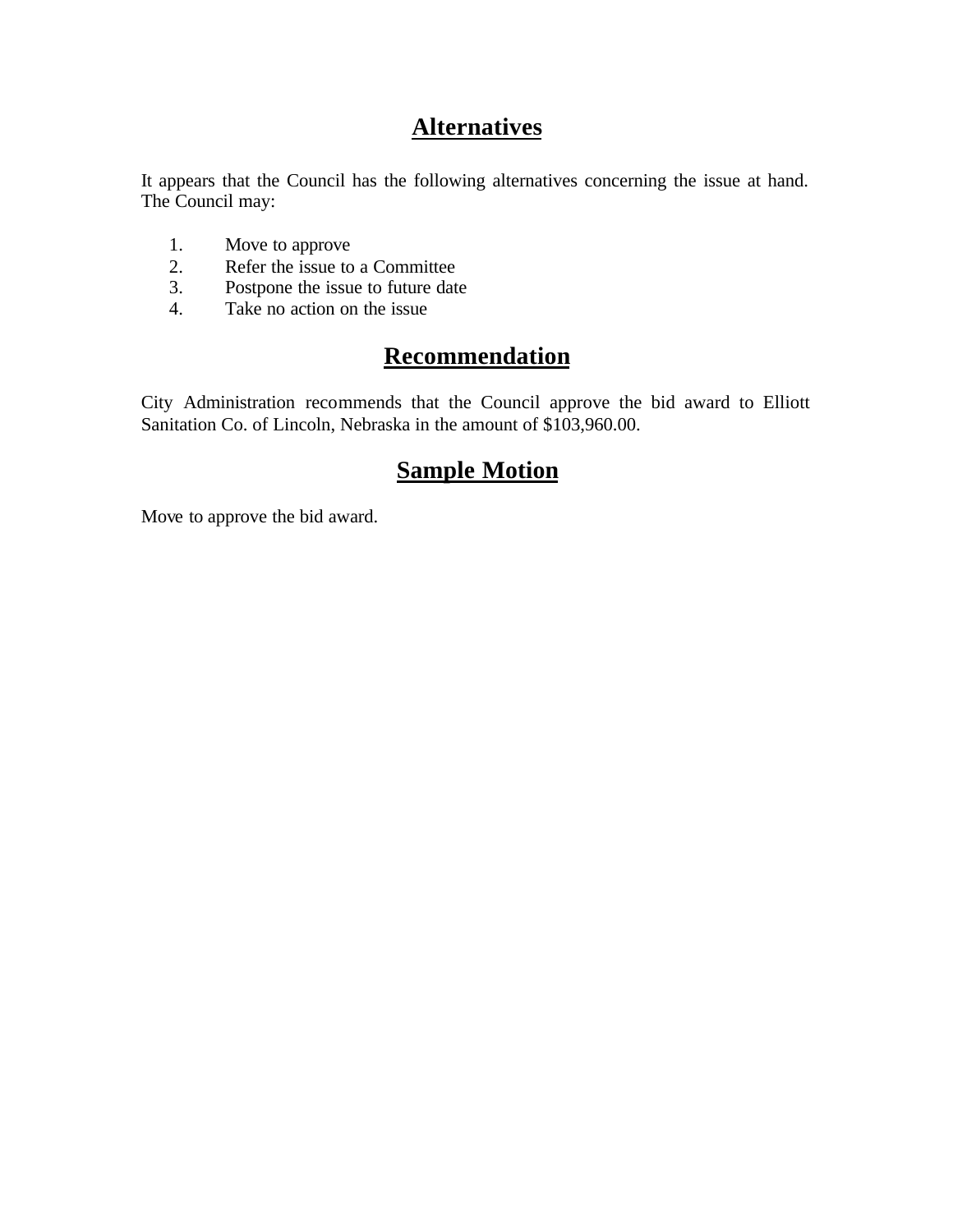## Alternatives

It appears that the Council has the following alternatives concerning the issue at hand. The Council may:

1. Move to approve
2. Refer the issue to a Committee
3. Postpone the issue to future date
4. Take no action on the issue

## Recommendation

City Administration recommends that the Council approve the bid award to Elliott Sanitation Co. of Lincoln, Nebraska in the amount of $103,960.00.

## Sample Motion

Move to approve the bid award.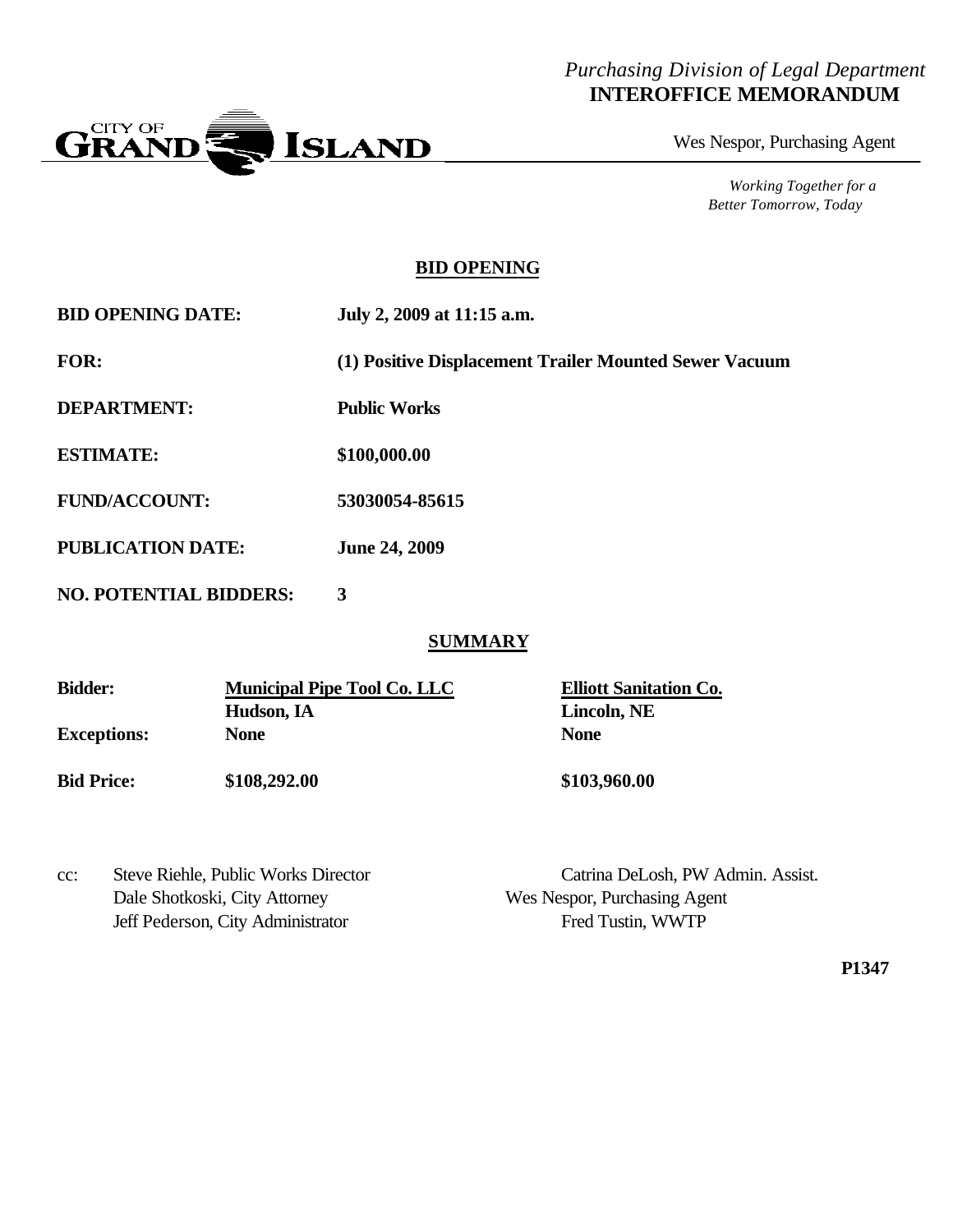*Purchasing Division of Legal Department*
**INTEROFFICE MEMORANDUM**

CITY OF GRAND ISLAND

Wes Nespor, Purchasing Agent

*Working Together for a Better Tomorrow, Today*

## BID OPENING

**BID OPENING DATE:** **July 2, 2009 at 11:15 a.m.**

**FOR:** **(1) Positive Displacement Trailer Mounted Sewer Vacuum**

**DEPARTMENT:** **Public Works**

**ESTIMATE:** **$100,000.00**

**FUND/ACCOUNT:** **53030054-85615**

**PUBLICATION DATE:** **June 24, 2009**

**NO. POTENTIAL BIDDERS:** **3**

## SUMMARY

| | | |
|---|---|---|
| **Bidder:** | **Municipal Pipe Tool Co. LLC** Hudson, IA | **Elliott Sanitation Co.** Lincoln, NE |
| **Exceptions:** | **None** | **None** |
| **Bid Price:** | **$108,292.00** | **$103,960.00** |

cc: Steve Riehle, Public Works Director
Dale Shotkoski, City Attorney
Jeff Pederson, City Administrator
Catrina DeLosh, PW Admin. Assist.
Wes Nespor, Purchasing Agent
Fred Tustin, WWTP

**P1347**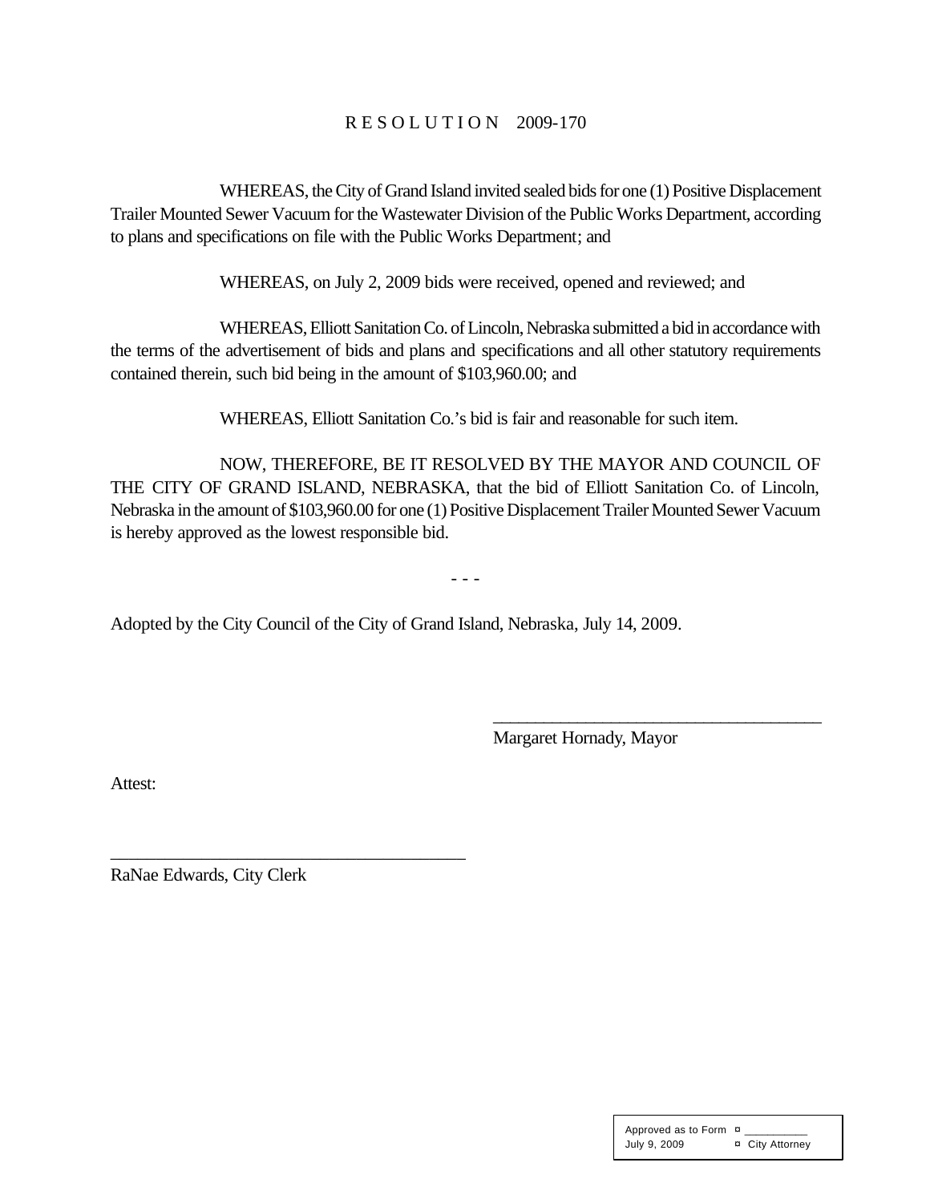# RESOLUTION 2009-170

WHEREAS, the City of Grand Island invited sealed bids for one (1) Positive Displacement Trailer Mounted Sewer Vacuum for the Wastewater Division of the Public Works Department, according to plans and specifications on file with the Public Works Department; and

WHEREAS, on July 2, 2009 bids were received, opened and reviewed; and

WHEREAS, Elliott Sanitation Co. of Lincoln, Nebraska submitted a bid in accordance with the terms of the advertisement of bids and plans and specifications and all other statutory requirements contained therein, such bid being in the amount of $103,960.00; and

WHEREAS, Elliott Sanitation Co.'s bid is fair and reasonable for such item.

NOW, THEREFORE, BE IT RESOLVED BY THE MAYOR AND COUNCIL OF THE CITY OF GRAND ISLAND, NEBRASKA, that the bid of Elliott Sanitation Co. of Lincoln, Nebraska in the amount of $103,960.00 for one (1) Positive Displacement Trailer Mounted Sewer Vacuum is hereby approved as the lowest responsible bid.

- - -

Adopted by the City Council of the City of Grand Island, Nebraska, July 14, 2009.

_____________________________________
Margaret Hornady, Mayor

Attest:

_____________________________________
RaNae Edwards, City Clerk

Approved as to Form ¤ ___________
July 9, 2009 ¤ City Attorney